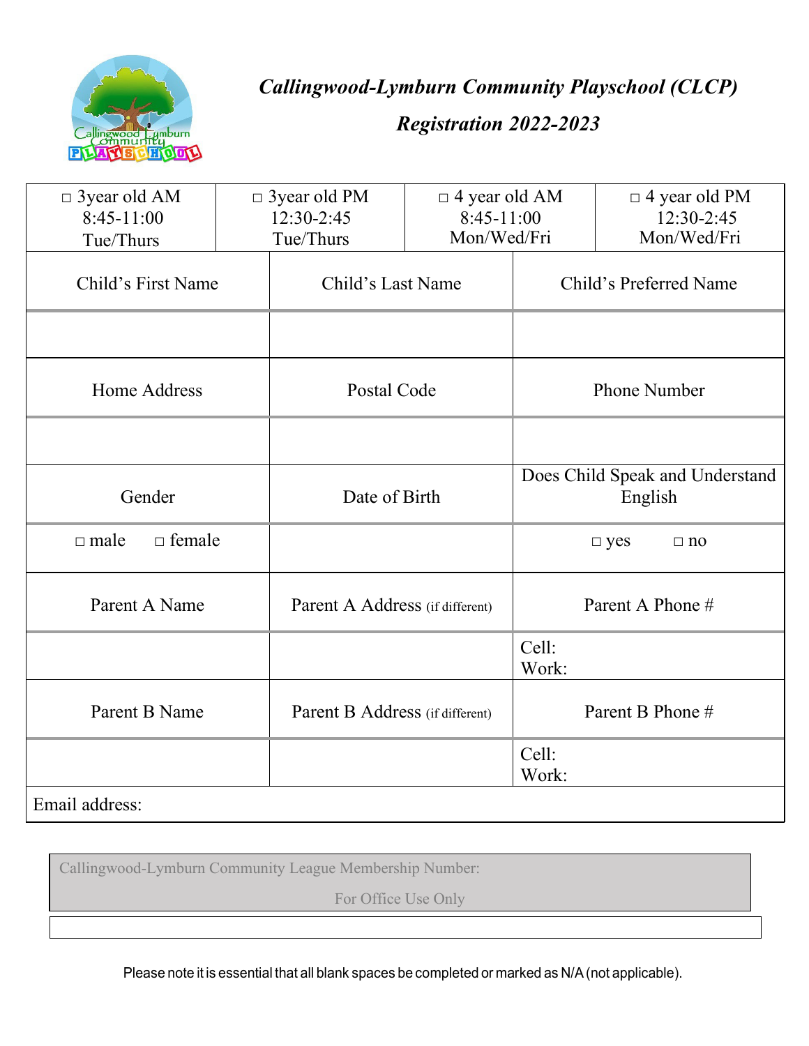# *Callingwood-Lymburn Community Playschool (CLCP)*

## *Registration 2022-2023*

| □ 3year old AM 8:45-11:00 Tue/Thurs | □ 3year old PM 12:30-2:45 Tue/Thurs | □ 4 year old AM 8:45-11:00 Mon/Wed/Fri | □ 4 year old PM 12:30-2:45 Mon/Wed/Fri |
|---|---|---|---|

| Child's First Name | Child's Last Name | Child's Preferred Name |
|---|---|---|
| | | |
| **Home Address** | **Postal Code** | **Phone Number** |
| | | |
| **Gender** | **Date of Birth** | **Does Child Speak and Understand English** |
| □ male □ female | | □ yes □ no |
| **Parent A Name** | **Parent A Address (if different)** | **Parent A Phone #** |
| | | Cell: Work: |
| **Parent B Name** | **Parent B Address (if different)** | **Parent B Phone #** |
| | | Cell: Work: |
| Email address: | | |

| Callingwood-Lymburn Community League Membership Number: For Office Use Only |
|---|
| |

Please note it is essential that all blank spaces be completed or marked as N/A (not applicable).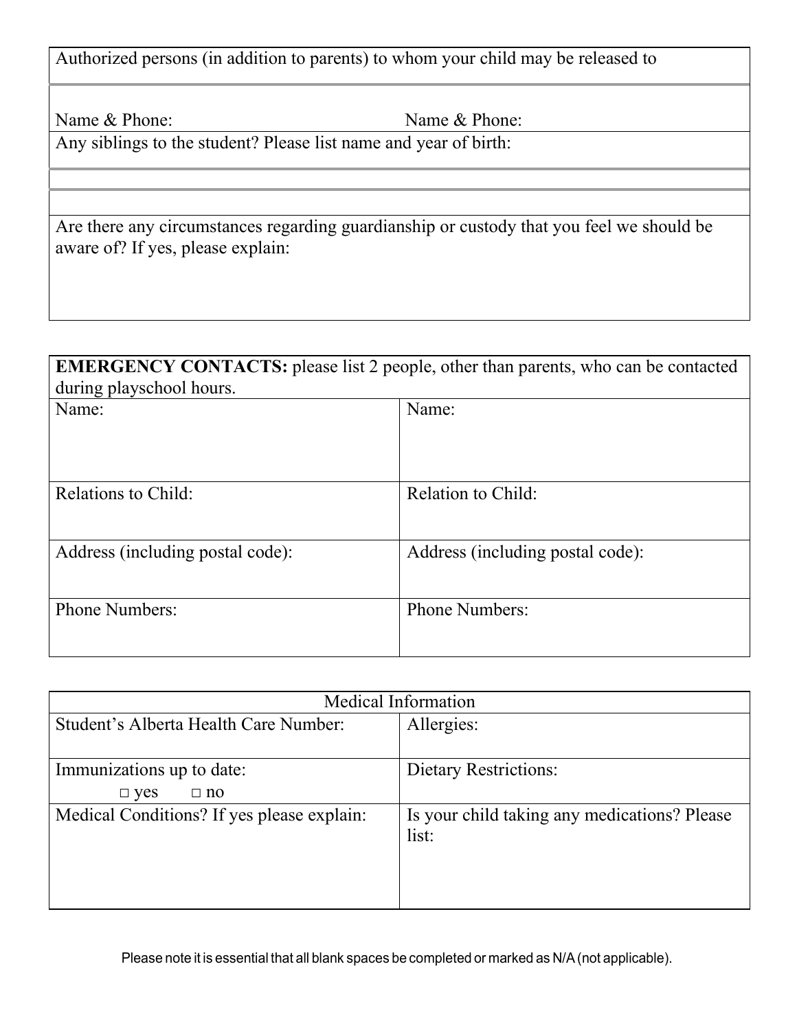| Authorized persons (in addition to parents) to whom your child may be released to | |
|---|---|
| Name & Phone: | Name & Phone: |

| Any siblings to the student? Please list name and year of birth: |
|---|
| |
| |

| Are there any circumstances regarding guardianship or custody that you feel we should be aware of? If yes, please explain: |
|---|

| **EMERGENCY CONTACTS:** please list 2 people, other than parents, who can be contacted during playschool hours. | |
|---|---|
| Name: | Name: |
| Relations to Child: | Relation to Child: |
| Address (including postal code): | Address (including postal code): |
| Phone Numbers: | Phone Numbers: |

| Medical Information | |
|---|---|
| Student's Alberta Health Care Number: | Allergies: |
| Immunizations up to date: □ yes □ no | Dietary Restrictions: |
| Medical Conditions? If yes please explain: | Is your child taking any medications? Please list: |

Please note it is essential that all blank spaces be completed or marked as N/A (not applicable).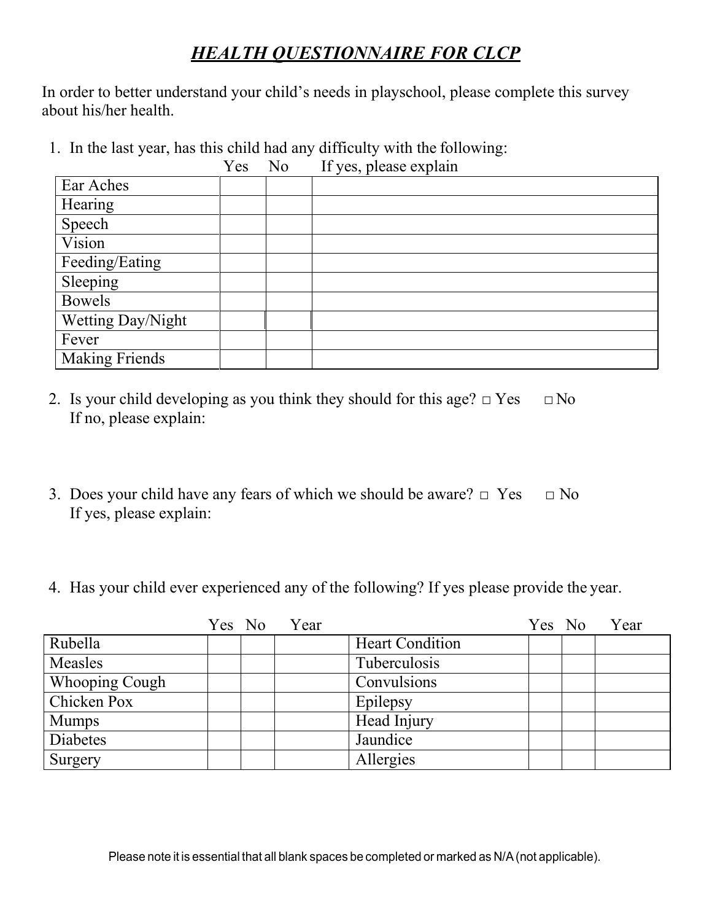# *HEALTH QUESTIONNAIRE FOR CLCP*

In order to better understand your child's needs in playschool, please complete this survey about his/her health.

1. In the last year, has this child had any difficulty with the following:

| | Yes | No | If yes, please explain |
|---|---|---|---|
| Ear Aches | | | |
| Hearing | | | |
| Speech | | | |
| Vision | | | |
| Feeding/Eating | | | |
| Sleeping | | | |
| Bowels | | | |
| Wetting Day/Night | | | |
| Fever | | | |
| Making Friends | | | |

2. Is your child developing as you think they should for this age? □ Yes □ No
   If no, please explain:

3. Does your child have any fears of which we should be aware? □ Yes □ No
   If yes, please explain:

4. Has your child ever experienced any of the following? If yes please provide the year.

| | Yes | No | Year | | Yes | No | Year |
|---|---|---|---|---|---|---|---|
| Rubella | | | | Heart Condition | | | |
| Measles | | | | Tuberculosis | | | |
| Whooping Cough | | | | Convulsions | | | |
| Chicken Pox | | | | Epilepsy | | | |
| Mumps | | | | Head Injury | | | |
| Diabetes | | | | Jaundice | | | |
| Surgery | | | | Allergies | | | |

Please note it is essential that all blank spaces be completed or marked as N/A (not applicable).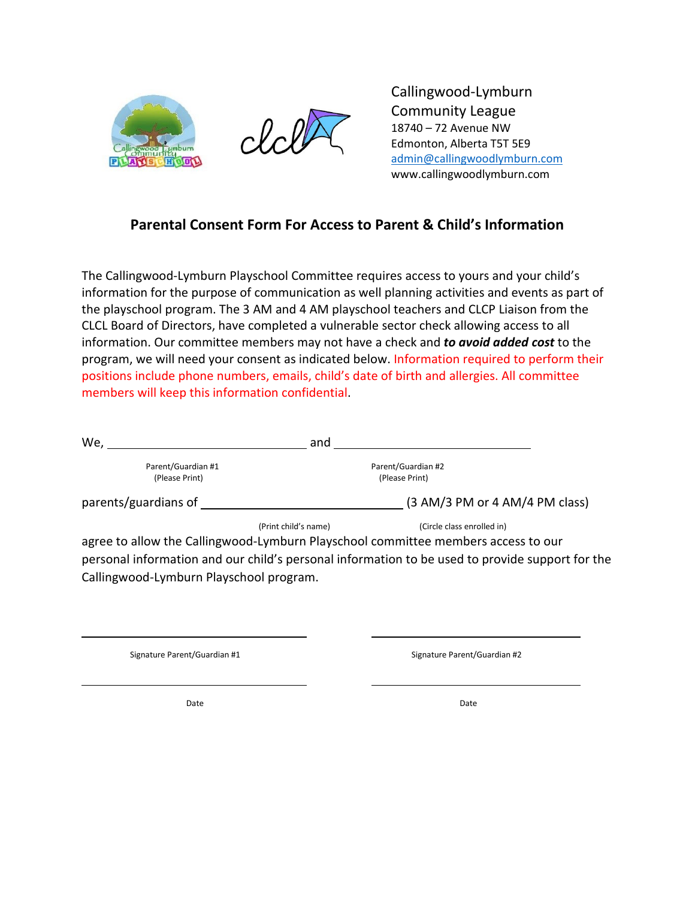Callingwood-Lymburn Community League
18740 – 72 Avenue NW
Edmonton, Alberta T5T 5E9
admin@callingwoodlymburn.com
www.callingwoodlymburn.com

## Parental Consent Form For Access to Parent & Child's Information

The Callingwood-Lymburn Playschool Committee requires access to yours and your child's information for the purpose of communication as well planning activities and events as part of the playschool program. The 3 AM and 4 AM playschool teachers and CLCP Liaison from the CLCL Board of Directors, have completed a vulnerable sector check allowing access to all information. Our committee members may not have a check and ***to avoid added cost*** to the program, we will need your consent as indicated below. Information required to perform their positions include phone numbers, emails, child's date of birth and allergies. All committee members will keep this information confidential.

We, ______________________________ and ______________________________

Parent/Guardian #1 (Please Print) — Parent/Guardian #2 (Please Print)

parents/guardians of ______________________________ (3 AM/3 PM or 4 AM/4 PM class)

(Print child's name) — (Circle class enrolled in)

agree to allow the Callingwood-Lymburn Playschool committee members access to our personal information and our child's personal information to be used to provide support for the Callingwood-Lymburn Playschool program.

______________________________ ______________________________

Signature Parent/Guardian #1 — Signature Parent/Guardian #2

______________________________ ______________________________

Date — Date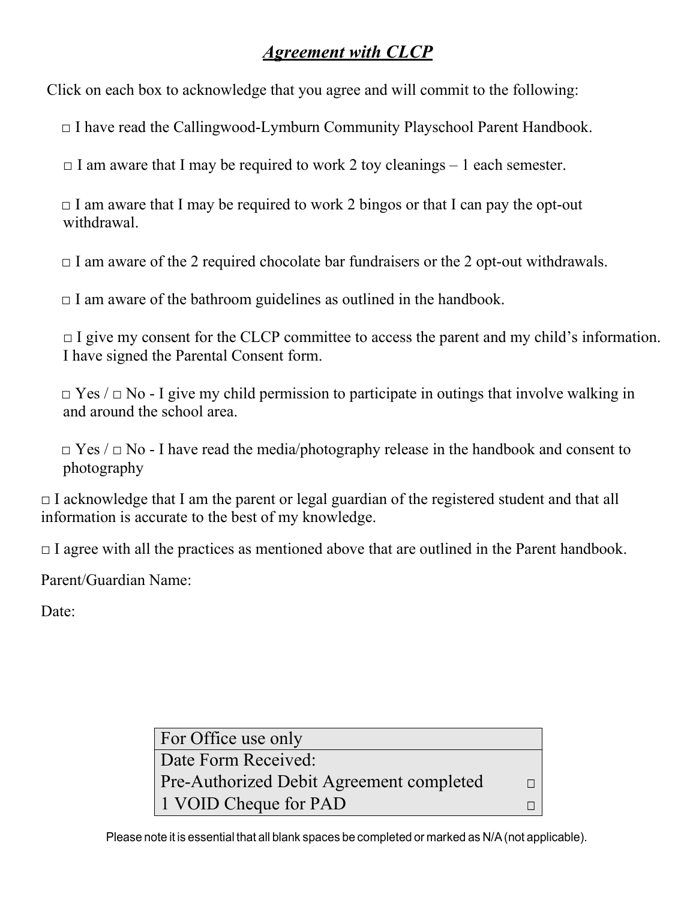## ***Agreement with CLCP***

Click on each box to acknowledge that you agree and will commit to the following:

□ I have read the Callingwood-Lymburn Community Playschool Parent Handbook.

□ I am aware that I may be required to work 2 toy cleanings – 1 each semester.

□ I am aware that I may be required to work 2 bingos or that I can pay the opt-out withdrawal.

□ I am aware of the 2 required chocolate bar fundraisers or the 2 opt-out withdrawals.

□ I am aware of the bathroom guidelines as outlined in the handbook.

□ I give my consent for the CLCP committee to access the parent and my child's information. I have signed the Parental Consent form.

□ Yes / □ No - I give my child permission to participate in outings that involve walking in and around the school area.

□ Yes / □ No - I have read the media/photography release in the handbook and consent to photography

□ I acknowledge that I am the parent or legal guardian of the registered student and that all information is accurate to the best of my knowledge.

□ I agree with all the practices as mentioned above that are outlined in the Parent handbook.

Parent/Guardian Name:

Date:

| For Office use only | |
|---|---|
| Date Form Received: | |
| Pre-Authorized Debit Agreement completed | □ |
| 1 VOID Cheque for PAD | □ |

Please note it is essential that all blank spaces be completed or marked as N/A (not applicable).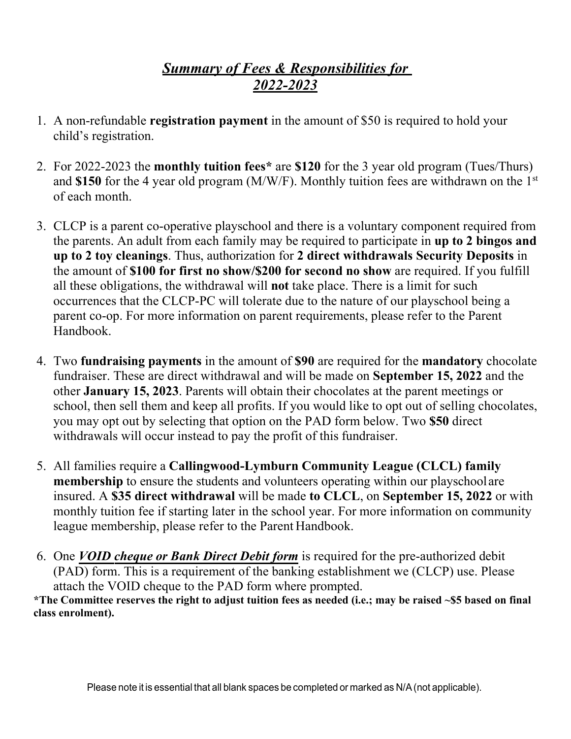# ***Summary of Fees & Responsibilities for 2022-2023***

1. A non-refundable **registration payment** in the amount of $50 is required to hold your child's registration.

2. For 2022-2023 the **monthly tuition fees*** are **$120** for the 3 year old program (Tues/Thurs) and **$150** for the 4 year old program (M/W/F). Monthly tuition fees are withdrawn on the 1st of each month.

3. CLCP is a parent co-operative playschool and there is a voluntary component required from the parents. An adult from each family may be required to participate in **up to 2 bingos and up to 2 toy cleanings**. Thus, authorization for **2 direct withdrawals Security Deposits** in the amount of **$100 for first no show/$200 for second no show** are required. If you fulfill all these obligations, the withdrawal will **not** take place. There is a limit for such occurrences that the CLCP-PC will tolerate due to the nature of our playschool being a parent co-op. For more information on parent requirements, please refer to the Parent Handbook.

4. Two **fundraising payments** in the amount of **$90** are required for the **mandatory** chocolate fundraiser. These are direct withdrawal and will be made on **September 15, 2022** and the other **January 15, 2023**. Parents will obtain their chocolates at the parent meetings or school, then sell them and keep all profits. If you would like to opt out of selling chocolates, you may opt out by selecting that option on the PAD form below. Two **$50** direct withdrawals will occur instead to pay the profit of this fundraiser.

5. All families require a **Callingwood-Lymburn Community League (CLCL) family membership** to ensure the students and volunteers operating within our playschool are insured. A **$35 direct withdrawal** will be made **to CLCL**, on **September 15, 2022** or with monthly tuition fee if starting later in the school year. For more information on community league membership, please refer to the Parent Handbook.

6. One ***VOID cheque or Bank Direct Debit form*** is required for the pre-authorized debit (PAD) form. This is a requirement of the banking establishment we (CLCP) use. Please attach the VOID cheque to the PAD form where prompted.

**\*The Committee reserves the right to adjust tuition fees as needed (i.e.; may be raised ~$5 based on final class enrolment).**

Please note it is essential that all blank spaces be completed or marked as N/A (not applicable).